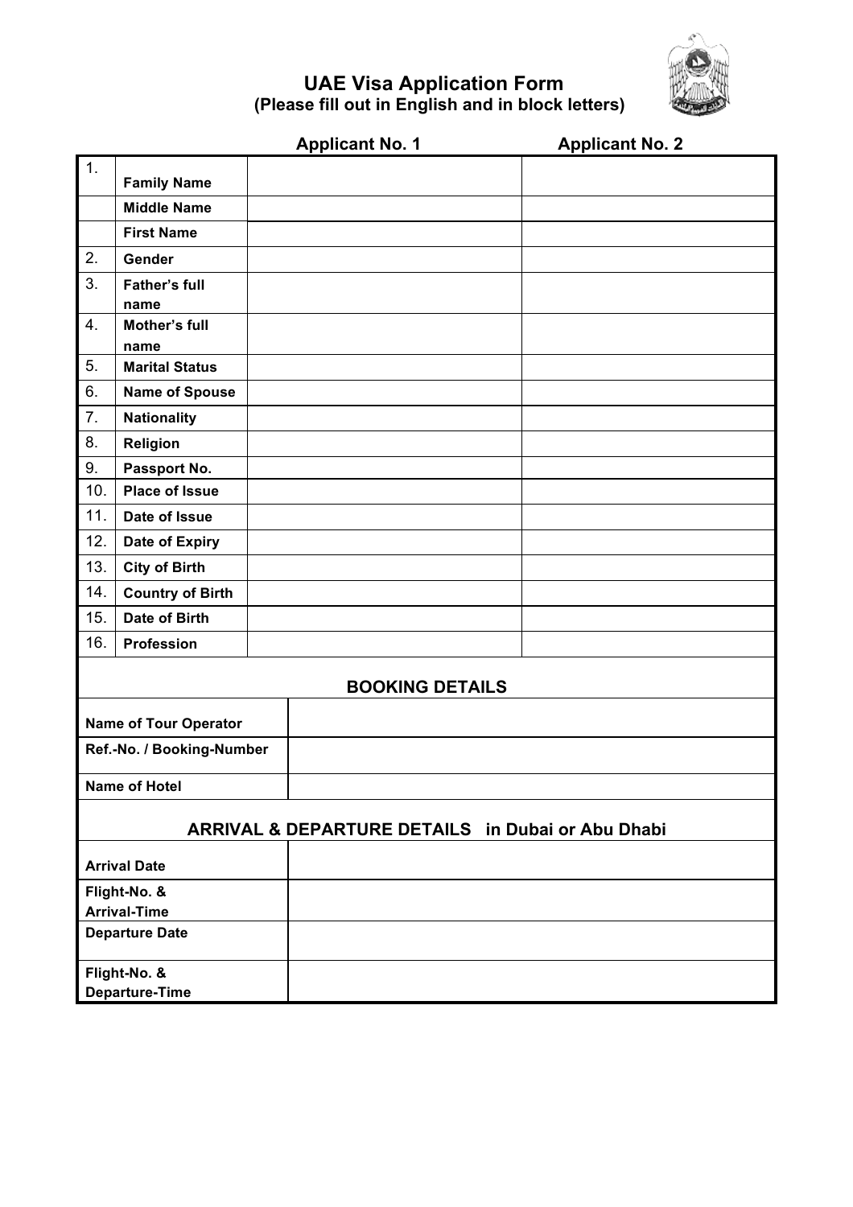# UAE Visa Application Form

**(Please fill out in English and in block letters)**

| | | Applicant No. 1 | Applicant No. 2 |
|---|---|---|---|
| 1. | **Family Name** | | |
| | **Middle Name** | | |
| | **First Name** | | |
| 2. | **Gender** | | |
| 3. | **Father's full name** | | |
| 4. | **Mother's full name** | | |
| 5. | **Marital Status** | | |
| 6. | **Name of Spouse** | | |
| 7. | **Nationality** | | |
| 8. | **Religion** | | |
| 9. | **Passport No.** | | |
| 10. | **Place of Issue** | | |
| 11. | **Date of Issue** | | |
| 12. | **Date of Expiry** | | |
| 13. | **City of Birth** | | |
| 14. | **Country of Birth** | | |
| 15. | **Date of Birth** | | |
| 16. | **Profession** | | |

## BOOKING DETAILS

| | |
|---|---|
| **Name of Tour Operator** | |
| **Ref.-No. / Booking-Number** | |
| **Name of Hotel** | |

## ARRIVAL & DEPARTURE DETAILS in Dubai or Abu Dhabi

| | |
|---|---|
| **Arrival Date** | |
| **Flight-No. & Arrival-Time** | |
| **Departure Date** | |
| **Flight-No. & Departure-Time** | |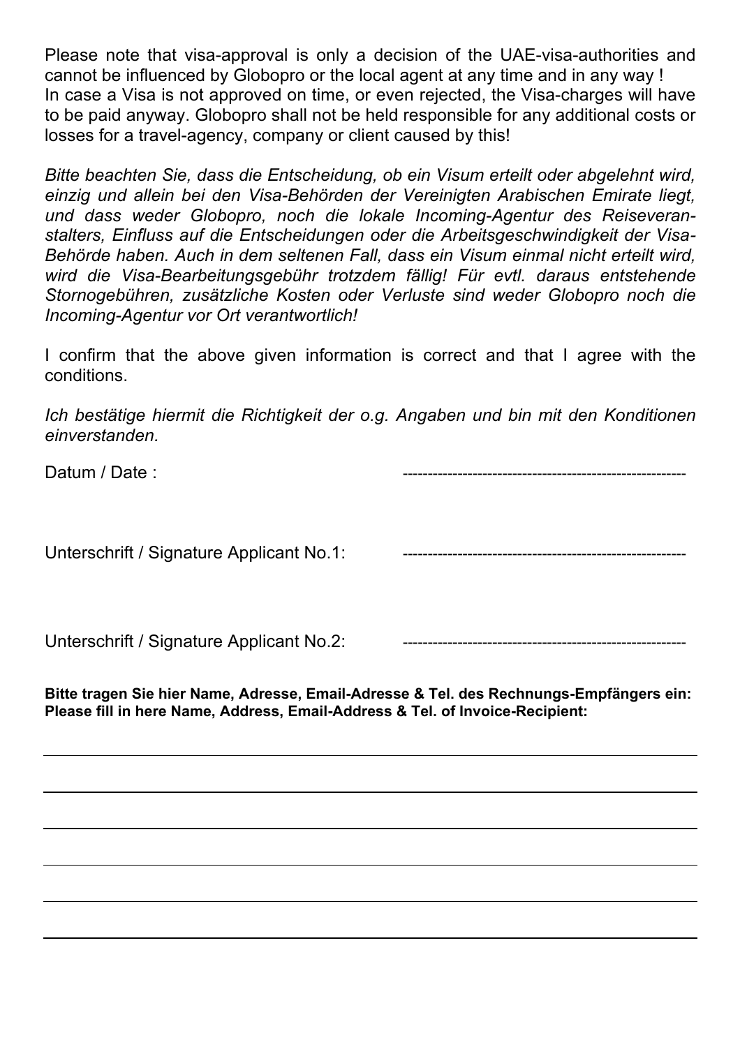Please note that visa-approval is only a decision of the UAE-visa-authorities and cannot be influenced by Globopro or the local agent at any time and in any way !
In case a Visa is not approved on time, or even rejected, the Visa-charges will have to be paid anyway. Globopro shall not be held responsible for any additional costs or losses for a travel-agency, company or client caused by this!

*Bitte beachten Sie, dass die Entscheidung, ob ein Visum erteilt oder abgelehnt wird, einzig und allein bei den Visa-Behörden der Vereinigten Arabischen Emirate liegt, und dass weder Globopro, noch die lokale Incoming-Agentur des Reiseveranstalters, Einfluss auf die Entscheidungen oder die Arbeitsgeschwindigkeit der Visa-Behörde haben. Auch in dem seltenen Fall, dass ein Visum einmal nicht erteilt wird, wird die Visa-Bearbeitungsgebühr trotzdem fällig! Für evtl. daraus entstehende Stornogebühren, zusätzliche Kosten oder Verluste sind weder Globopro noch die Incoming-Agentur vor Ort verantwortlich!*

I confirm that the above given information is correct and that I agree with the conditions.

*Ich bestätige hiermit die Richtigkeit der o.g. Angaben und bin mit den Konditionen einverstanden.*

Datum / Date : -------------------------------------------------------

Unterschrift / Signature Applicant No.1: -------------------------------------------------------

Unterschrift / Signature Applicant No.2: -------------------------------------------------------

**Bitte tragen Sie hier Name, Adresse, Email-Adresse & Tel. des Rechnungs-Empfängers ein:**
**Please fill in here Name, Address, Email-Address & Tel. of Invoice-Recipient:**

______________________________________________________________

______________________________________________________________

______________________________________________________________

______________________________________________________________

______________________________________________________________

______________________________________________________________